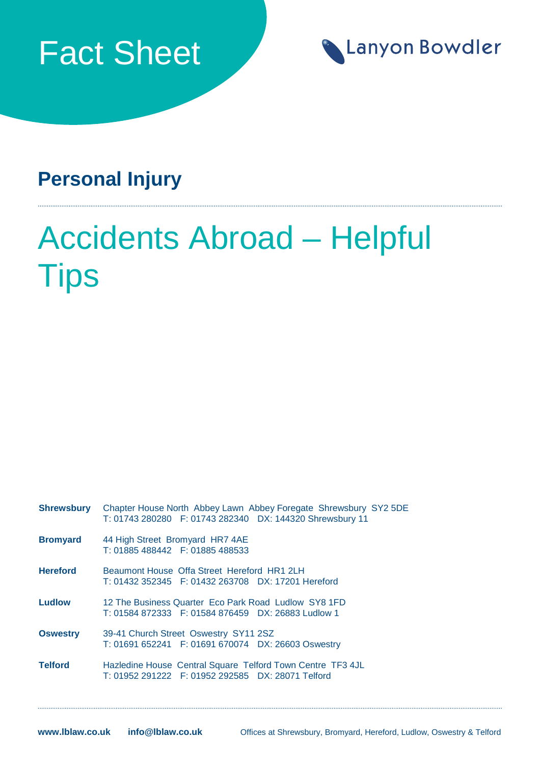# Fact Sheet

Lanyon Bowdler

## Personal Injury

# Accidents Abroad – Helpful Tips

| | |
|---|---|
| **Shrewsbury** | Chapter House North Abbey Lawn Abbey Foregate Shrewsbury SY2 5DE<br>T: 01743 280280 F: 01743 282340 DX: 144320 Shrewsbury 11 |
| **Bromyard** | 44 High Street Bromyard HR7 4AE<br>T: 01885 488442 F: 01885 488533 |
| **Hereford** | Beaumont House Offa Street Hereford HR1 2LH<br>T: 01432 352345 F: 01432 263708 DX: 17201 Hereford |
| **Ludlow** | 12 The Business Quarter Eco Park Road Ludlow SY8 1FD<br>T: 01584 872333 F: 01584 876459 DX: 26883 Ludlow 1 |
| **Oswestry** | 39-41 Church Street Oswestry SY11 2SZ<br>T: 01691 652241 F: 01691 670074 DX: 26603 Oswestry |
| **Telford** | Hazledine House Central Square Telford Town Centre TF3 4JL<br>T: 01952 291222 F: 01952 292585 DX: 28071 Telford |

**www.lblaw.co.uk** **info@lblaw.co.uk** Offices at Shrewsbury, Bromyard, Hereford, Ludlow, Oswestry & Telford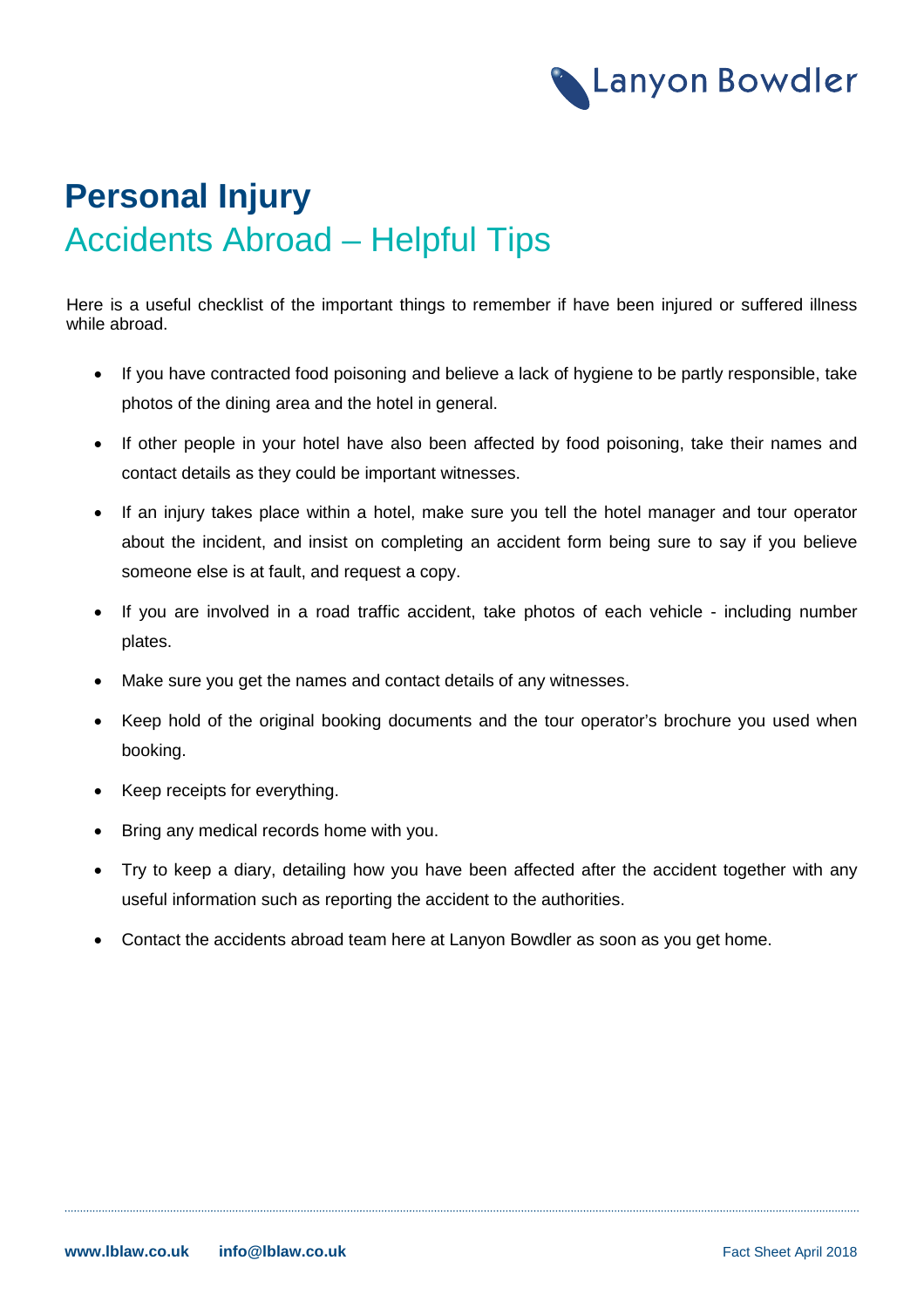# Personal Injury

## Accidents Abroad – Helpful Tips

Here is a useful checklist of the important things to remember if have been injured or suffered illness while abroad.

- If you have contracted food poisoning and believe a lack of hygiene to be partly responsible, take photos of the dining area and the hotel in general.
- If other people in your hotel have also been affected by food poisoning, take their names and contact details as they could be important witnesses.
- If an injury takes place within a hotel, make sure you tell the hotel manager and tour operator about the incident, and insist on completing an accident form being sure to say if you believe someone else is at fault, and request a copy.
- If you are involved in a road traffic accident, take photos of each vehicle - including number plates.
- Make sure you get the names and contact details of any witnesses.
- Keep hold of the original booking documents and the tour operator's brochure you used when booking.
- Keep receipts for everything.
- Bring any medical records home with you.
- Try to keep a diary, detailing how you have been affected after the accident together with any useful information such as reporting the accident to the authorities.
- Contact the accidents abroad team here at Lanyon Bowdler as soon as you get home.